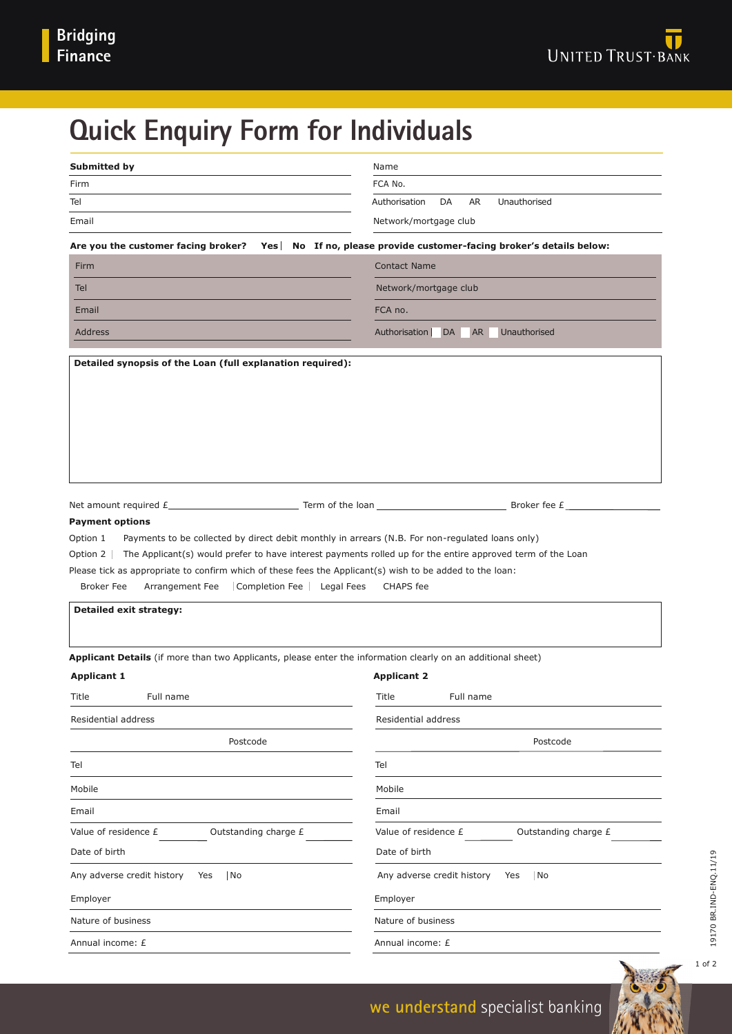Bridging Finance

UNITED TRUST BANK

# Quick Enquiry Form for Individuals

| **Submitted by** | Name |
|---|---|
| Firm | FCA No. |
| Tel | Authorisation DA AR Unauthorised |
| Email | Network/mortgage club |

**Are you the customer facing broker? Yes No If no, please provide customer-facing broker's details below:**

| | |
|---|---|
| Firm | Contact Name |
| Tel | Network/mortgage club |
| Email | FCA no. |
| Address | Authorisation DA AR Unauthorised |

**Detailed synopsis of the Loan (full explanation required):**

Net amount required £ Term of the loan Broker fee £

**Payment options**

Option 1 Payments to be collected by direct debit monthly in arrears (N.B. For non-regulated loans only)

Option 2 The Applicant(s) would prefer to have interest payments rolled up for the entire approved term of the Loan

Please tick as appropriate to confirm which of these fees the Applicant(s) wish to be added to the loan:

Broker Fee Arrangement Fee Completion Fee Legal Fees CHAPS fee

**Detailed exit strategy:**

**Applicant Details** (if more than two Applicants, please enter the information clearly on an additional sheet)

| **Applicant 1** | **Applicant 2** |
|---|---|
| Title Full name | Title Full name |
| Residential address | Residential address |
| Postcode | Postcode |
| Tel | Tel |
| Mobile | Mobile |
| Email | Email |
| Value of residence £ Outstanding charge £ | Value of residence £ Outstanding charge £ |
| Date of birth | Date of birth |
| Any adverse credit history Yes No | Any adverse credit history Yes No |
| Employer | Employer |
| Nature of business | Nature of business |
| Annual income: £ | Annual income: £ |

19170 BR.IND-ENQ.11/19

we understand specialist banking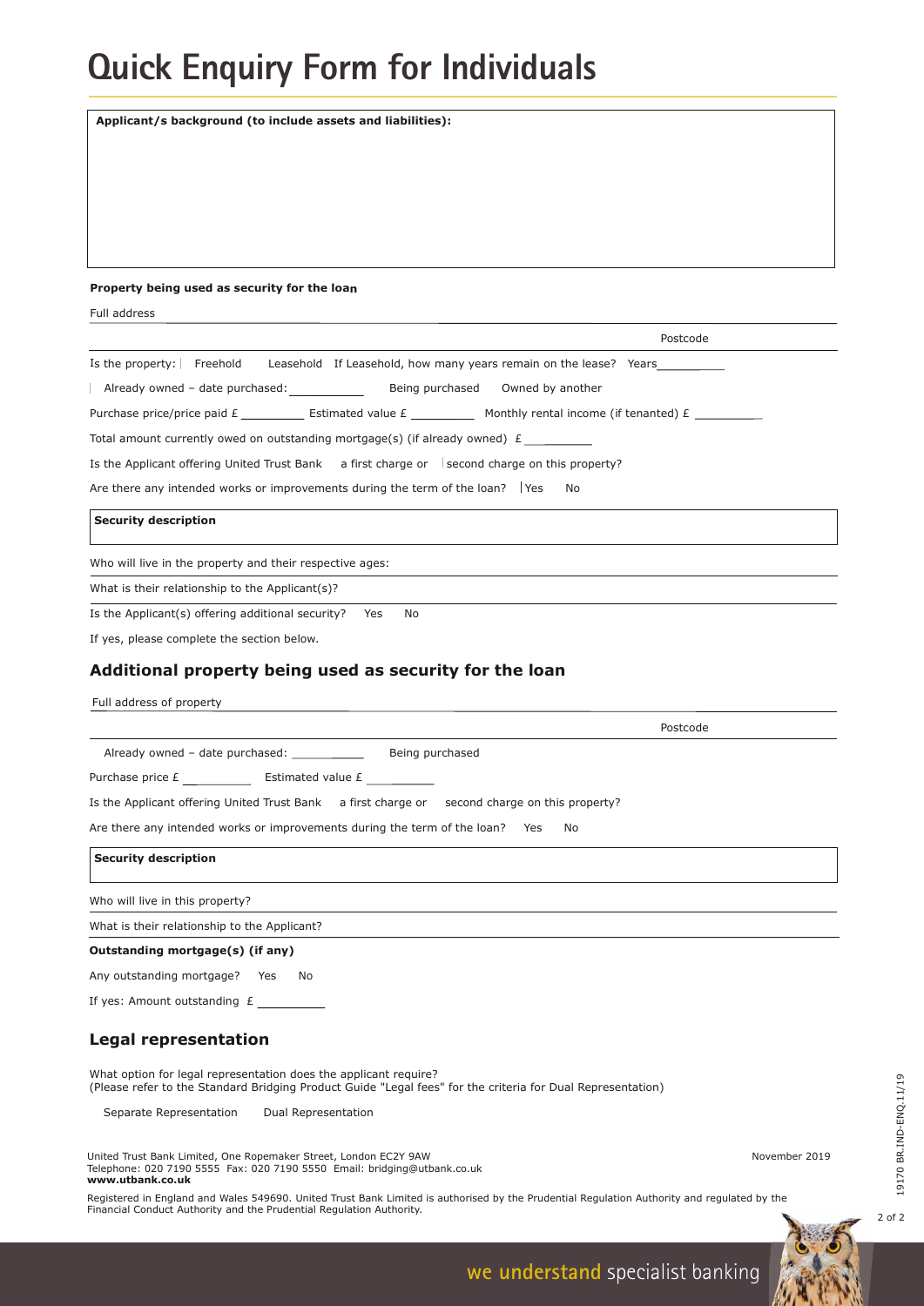# Quick Enquiry Form for Individuals

**Applicant/s background (to include assets and liabilities):**

**Property being used as security for the loan**

Full address

Postcode

Is the property: Freehold Leasehold If Leasehold, how many years remain on the lease? Years

Already owned – date purchased: Being purchased Owned by another

Purchase price/price paid £ Estimated value £ Monthly rental income (if tenanted) £

Total amount currently owed on outstanding mortgage(s) (if already owned) £

Is the Applicant offering United Trust Bank a first charge or second charge on this property?

Are there any intended works or improvements during the term of the loan? Yes No

**Security description**

Who will live in the property and their respective ages:

What is their relationship to the Applicant(s)?

Is the Applicant(s) offering additional security? Yes No

If yes, please complete the section below.

## Additional property being used as security for the loan

Full address of property

Postcode

Already owned – date purchased: Being purchased

Purchase price £ Estimated value £

Is the Applicant offering United Trust Bank a first charge or second charge on this property?

Are there any intended works or improvements during the term of the loan? Yes No

**Security description**

Who will live in this property?

What is their relationship to the Applicant?

**Outstanding mortgage(s) (if any)**

Any outstanding mortgage? Yes No

If yes: Amount outstanding £

## Legal representation

What option for legal representation does the applicant require?
(Please refer to the Standard Bridging Product Guide "Legal fees" for the criteria for Dual Representation)

Separate Representation Dual Representation

United Trust Bank Limited, One Ropemaker Street, London EC2Y 9AW
Telephone: 020 7190 5555 Fax: 020 7190 5550 Email: bridging@utbank.co.uk
**www.utbank.co.uk**

November 2019

Registered in England and Wales 549690. United Trust Bank Limited is authorised by the Prudential Regulation Authority and regulated by the Financial Conduct Authority and the Prudential Regulation Authority.

19170 BR.IND-ENQ.11/19

we understand specialist banking